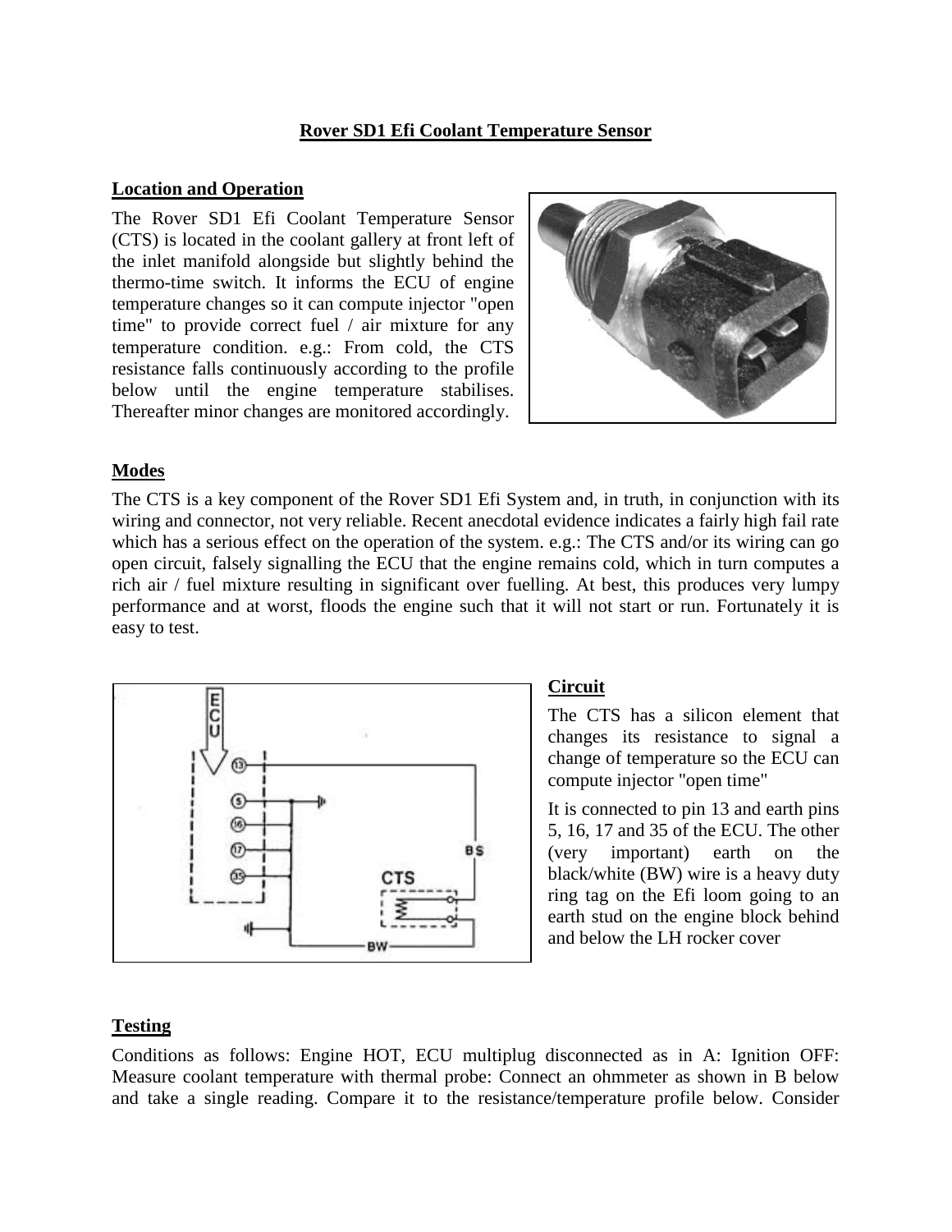## Rover SD1 Efi Coolant Temperature Sensor

### Location and Operation

The Rover SD1 Efi Coolant Temperature Sensor (CTS) is located in the coolant gallery at front left of the inlet manifold alongside but slightly behind the thermo-time switch. It informs the ECU of engine temperature changes so it can compute injector "open time" to provide correct fuel / air mixture for any temperature condition. e.g.: From cold, the CTS resistance falls continuously according to the profile below until the engine temperature stabilises. Thereafter minor changes are monitored accordingly.

### Modes

The CTS is a key component of the Rover SD1 Efi System and, in truth, in conjunction with its wiring and connector, not very reliable. Recent anecdotal evidence indicates a fairly high fail rate which has a serious effect on the operation of the system. e.g.: The CTS and/or its wiring can go open circuit, falsely signalling the ECU that the engine remains cold, which in turn computes a rich air / fuel mixture resulting in significant over fuelling. At best, this produces very lumpy performance and at worst, floods the engine such that it will not start or run. Fortunately it is easy to test.

### Circuit

The CTS has a silicon element that changes its resistance to signal a change of temperature so the ECU can compute injector "open time"

It is connected to pin 13 and earth pins 5, 16, 17 and 35 of the ECU. The other (very important) earth on the black/white (BW) wire is a heavy duty ring tag on the Efi loom going to an earth stud on the engine block behind and below the LH rocker cover

### Testing

Conditions as follows: Engine HOT, ECU multiplug disconnected as in A: Ignition OFF: Measure coolant temperature with thermal probe: Connect an ohmmeter as shown in B below and take a single reading. Compare it to the resistance/temperature profile below. Consider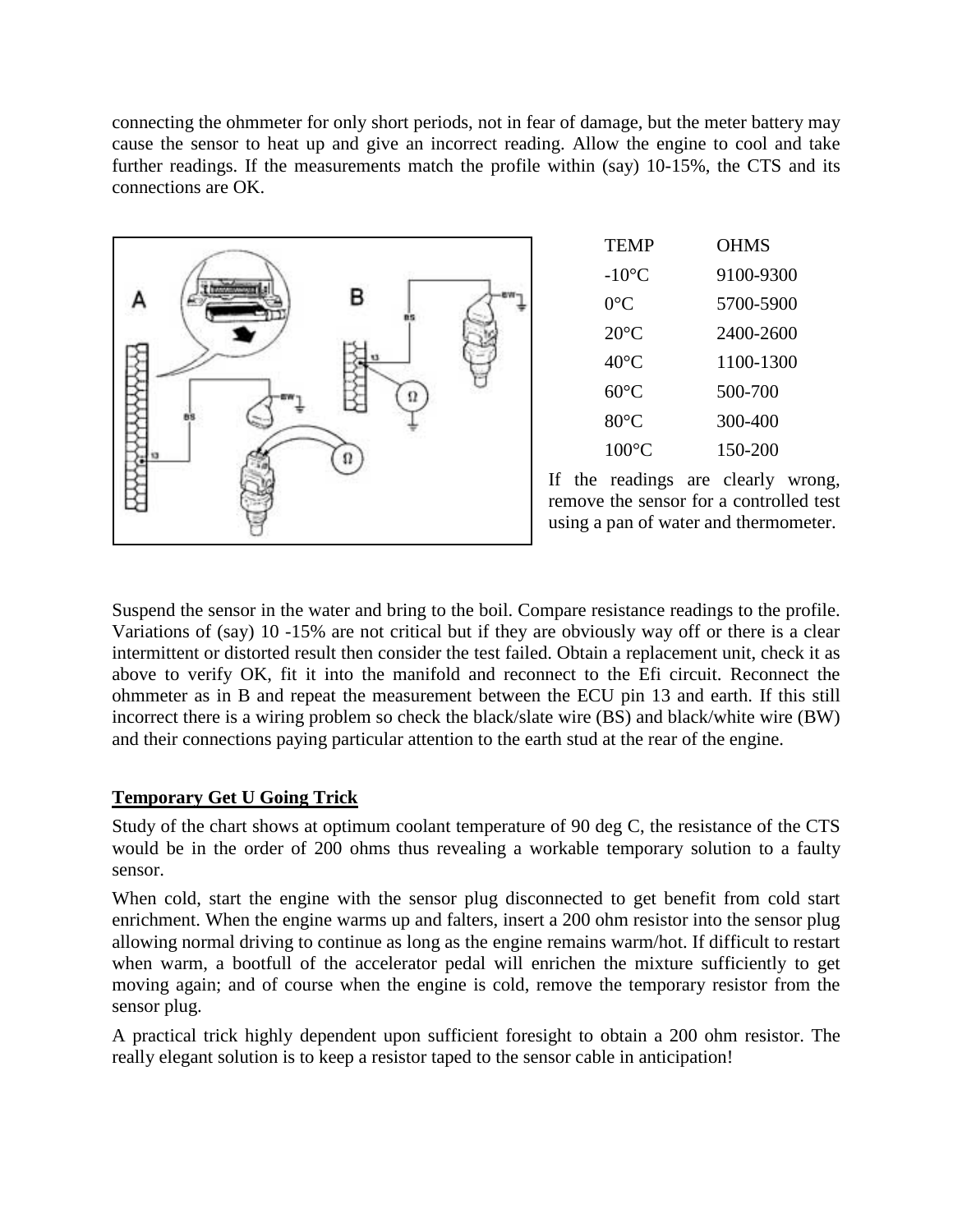connecting the ohmmeter for only short periods, not in fear of damage, but the meter battery may cause the sensor to heat up and give an incorrect reading. Allow the engine to cool and take further readings. If the measurements match the profile within (say) 10-15%, the CTS and its connections are OK.

| TEMP | OHMS |
|---|---|
| -10°C | 9100-9300 |
| 0°C | 5700-5900 |
| 20°C | 2400-2600 |
| 40°C | 1100-1300 |
| 60°C | 500-700 |
| 80°C | 300-400 |
| 100°C | 150-200 |

If the readings are clearly wrong, remove the sensor for a controlled test using a pan of water and thermometer.

Suspend the sensor in the water and bring to the boil. Compare resistance readings to the profile. Variations of (say) 10 -15% are not critical but if they are obviously way off or there is a clear intermittent or distorted result then consider the test failed. Obtain a replacement unit, check it as above to verify OK, fit it into the manifold and reconnect to the Efi circuit. Reconnect the ohmmeter as in B and repeat the measurement between the ECU pin 13 and earth. If this still incorrect there is a wiring problem so check the black/slate wire (BS) and black/white wire (BW) and their connections paying particular attention to the earth stud at the rear of the engine.

**Temporary Get U Going Trick**

Study of the chart shows at optimum coolant temperature of 90 deg C, the resistance of the CTS would be in the order of 200 ohms thus revealing a workable temporary solution to a faulty sensor.

When cold, start the engine with the sensor plug disconnected to get benefit from cold start enrichment. When the engine warms up and falters, insert a 200 ohm resistor into the sensor plug allowing normal driving to continue as long as the engine remains warm/hot. If difficult to restart when warm, a bootfull of the accelerator pedal will enrichen the mixture sufficiently to get moving again; and of course when the engine is cold, remove the temporary resistor from the sensor plug.

A practical trick highly dependent upon sufficient foresight to obtain a 200 ohm resistor. The really elegant solution is to keep a resistor taped to the sensor cable in anticipation!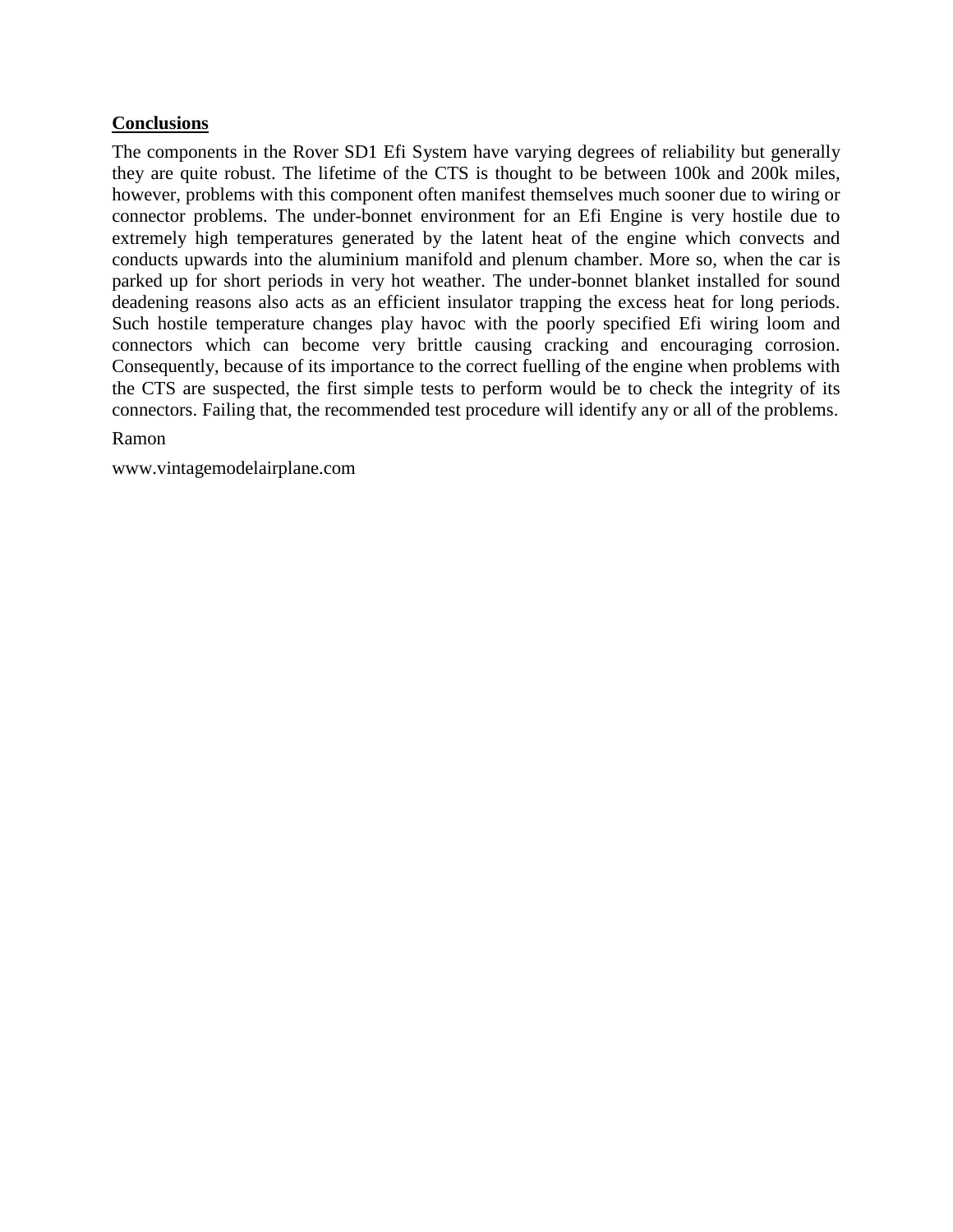## Conclusions

The components in the Rover SD1 Efi System have varying degrees of reliability but generally they are quite robust. The lifetime of the CTS is thought to be between 100k and 200k miles, however, problems with this component often manifest themselves much sooner due to wiring or connector problems. The under-bonnet environment for an Efi Engine is very hostile due to extremely high temperatures generated by the latent heat of the engine which convects and conducts upwards into the aluminium manifold and plenum chamber. More so, when the car is parked up for short periods in very hot weather. The under-bonnet blanket installed for sound deadening reasons also acts as an efficient insulator trapping the excess heat for long periods. Such hostile temperature changes play havoc with the poorly specified Efi wiring loom and connectors which can become very brittle causing cracking and encouraging corrosion. Consequently, because of its importance to the correct fuelling of the engine when problems with the CTS are suspected, the first simple tests to perform would be to check the integrity of its connectors. Failing that, the recommended test procedure will identify any or all of the problems.

Ramon

www.vintagemodelairplane.com